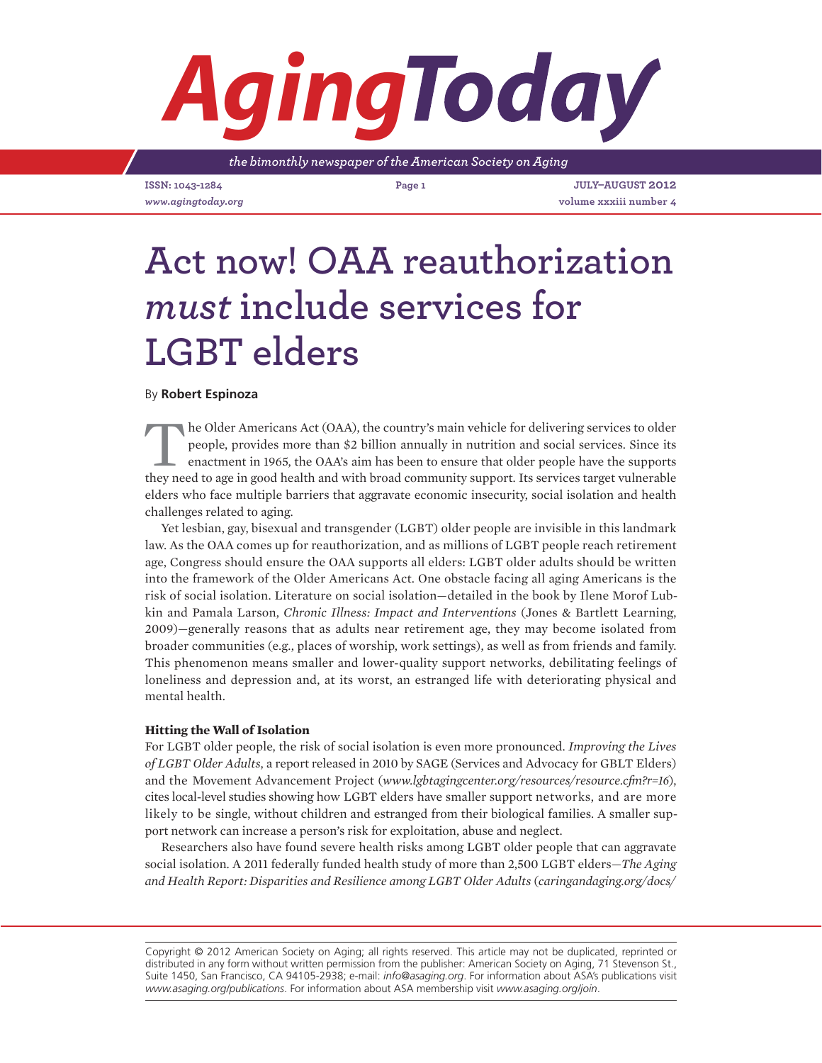# Act now! OAA reauthorization *must* include services for LGBT elders

By **Robert Espinoza**

The Older Americans Act (OAA), the country's main vehicle for delivering services to older people, provides more than $2 billion annually in nutrition and social services. Since its enactment in 1965, the OAA's aim has been to ensure that older people have the supports they need to age in good health and with broad community support. Its services target vulnerable elders who face multiple barriers that aggravate economic insecurity, social isolation and health challenges related to aging.

Yet lesbian, gay, bisexual and transgender (LGBT) older people are invisible in this landmark law. As the OAA comes up for reauthorization, and as millions of LGBT people reach retirement age, Congress should ensure the OAA supports all elders: LGBT older adults should be written into the framework of the Older Americans Act. One obstacle facing all aging Americans is the risk of social isolation. Literature on social isolation—detailed in the book by Ilene Morof Lubkin and Pamala Larson, *Chronic Illness: Impact and Interventions* (Jones & Bartlett Learning, 2009)—generally reasons that as adults near retirement age, they may become isolated from broader communities (e.g., places of worship, work settings), as well as from friends and family. This phenomenon means smaller and lower-quality support networks, debilitating feelings of loneliness and depression and, at its worst, an estranged life with deteriorating physical and mental health.

### Hitting the Wall of Isolation

For LGBT older people, the risk of social isolation is even more pronounced. *Improving the Lives of LGBT Older Adults*, a report released in 2010 by SAGE (Services and Advocacy for GBLT Elders) and the Movement Advancement Project (*www.lgbtagingcenter.org/resources/resource.cfm?r=16*), cites local-level studies showing how LGBT elders have smaller support networks, and are more likely to be single, without children and estranged from their biological families. A smaller support network can increase a person's risk for exploitation, abuse and neglect.

Researchers also have found severe health risks among LGBT older people that can aggravate social isolation. A 2011 federally funded health study of more than 2,500 LGBT elders—*The Aging and Health Report: Disparities and Resilience among LGBT Older Adults* (*caringandaging.org/docs/*

Copyright © 2012 American Society on Aging; all rights reserved. This article may not be duplicated, reprinted or distributed in any form without written permission from the publisher: American Society on Aging, 71 Stevenson St., Suite 1450, San Francisco, CA 94105-2938; e-mail: *info@asaging.org*. For information about ASA's publications visit *www.asaging.org/publications*. For information about ASA membership visit *www.asaging.org/join*.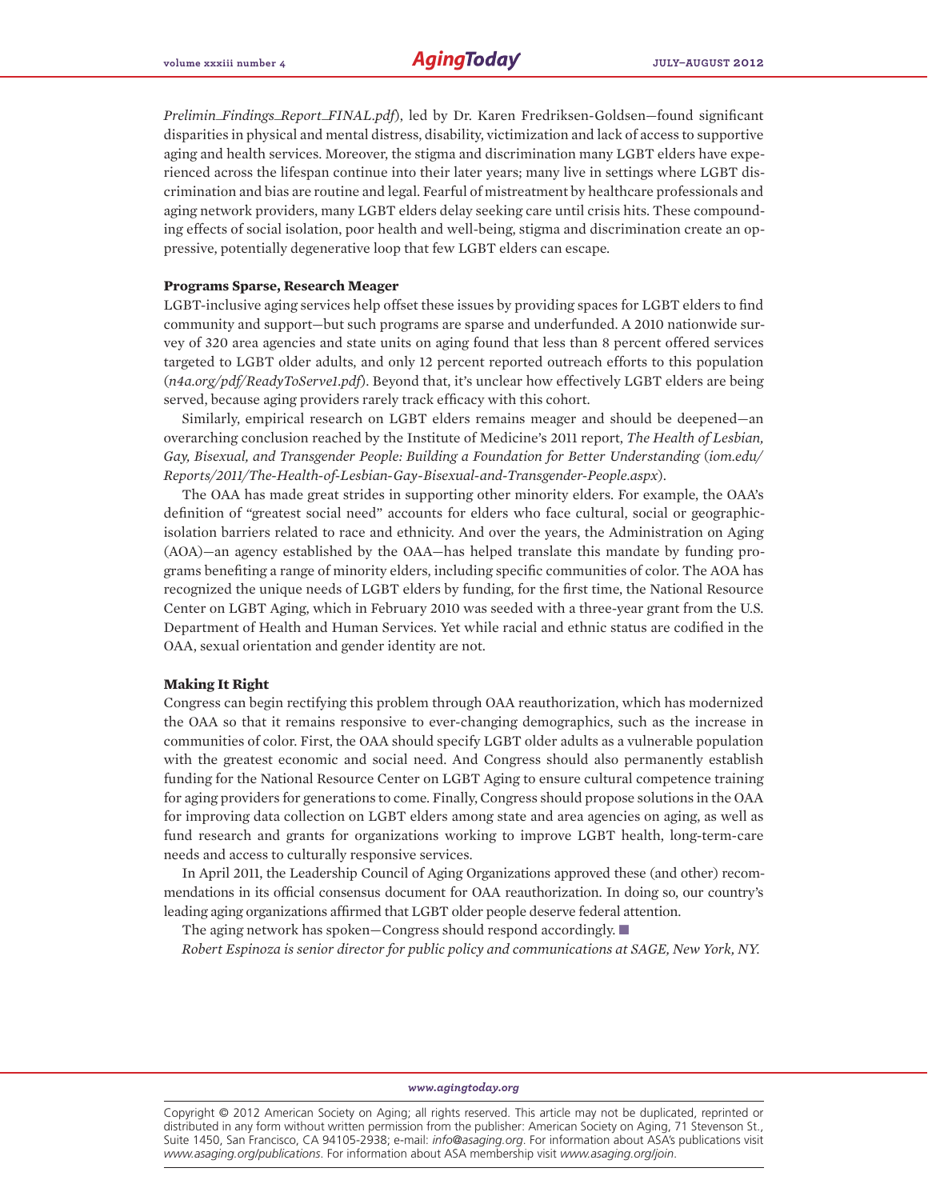*Prelimin_Findings_Report_FINAL.pdf*), led by Dr. Karen Fredriksen-Goldsen—found significant disparities in physical and mental distress, disability, victimization and lack of access to supportive aging and health services. Moreover, the stigma and discrimination many LGBT elders have experienced across the lifespan continue into their later years; many live in settings where LGBT discrimination and bias are routine and legal. Fearful of mistreatment by healthcare professionals and aging network providers, many LGBT elders delay seeking care until crisis hits. These compounding effects of social isolation, poor health and well-being, stigma and discrimination create an oppressive, potentially degenerative loop that few LGBT elders can escape.

### Programs Sparse, Research Meager

LGBT-inclusive aging services help offset these issues by providing spaces for LGBT elders to find community and support—but such programs are sparse and underfunded. A 2010 nationwide survey of 320 area agencies and state units on aging found that less than 8 percent offered services targeted to LGBT older adults, and only 12 percent reported outreach efforts to this population (*n4a.org/pdf/ReadyToServe1.pdf*). Beyond that, it's unclear how effectively LGBT elders are being served, because aging providers rarely track efficacy with this cohort.

Similarly, empirical research on LGBT elders remains meager and should be deepened—an overarching conclusion reached by the Institute of Medicine's 2011 report, *The Health of Lesbian, Gay, Bisexual, and Transgender People: Building a Foundation for Better Understanding* (*iom.edu/Reports/2011/The-Health-of-Lesbian-Gay-Bisexual-and-Transgender-People.aspx*).

The OAA has made great strides in supporting other minority elders. For example, the OAA's definition of "greatest social need" accounts for elders who face cultural, social or geographic-isolation barriers related to race and ethnicity. And over the years, the Administration on Aging (AOA)—an agency established by the OAA—has helped translate this mandate by funding programs benefiting a range of minority elders, including specific communities of color. The AOA has recognized the unique needs of LGBT elders by funding, for the first time, the National Resource Center on LGBT Aging, which in February 2010 was seeded with a three-year grant from the U.S. Department of Health and Human Services. Yet while racial and ethnic status are codified in the OAA, sexual orientation and gender identity are not.

### Making It Right

Congress can begin rectifying this problem through OAA reauthorization, which has modernized the OAA so that it remains responsive to ever-changing demographics, such as the increase in communities of color. First, the OAA should specify LGBT older adults as a vulnerable population with the greatest economic and social need. And Congress should also permanently establish funding for the National Resource Center on LGBT Aging to ensure cultural competence training for aging providers for generations to come. Finally, Congress should propose solutions in the OAA for improving data collection on LGBT elders among state and area agencies on aging, as well as fund research and grants for organizations working to improve LGBT health, long-term-care needs and access to culturally responsive services.

In April 2011, the Leadership Council of Aging Organizations approved these (and other) recommendations in its official consensus document for OAA reauthorization. In doing so, our country's leading aging organizations affirmed that LGBT older people deserve federal attention.

The aging network has spoken—Congress should respond accordingly. ■

*Robert Espinoza is senior director for public policy and communications at SAGE, New York, NY.*

*www.agingtoday.org*

Copyright © 2012 American Society on Aging; all rights reserved. This article may not be duplicated, reprinted or distributed in any form without written permission from the publisher: American Society on Aging, 71 Stevenson St., Suite 1450, San Francisco, CA 94105-2938; e-mail: *info@asaging.org*. For information about ASA's publications visit *www.asaging.org/publications*. For information about ASA membership visit *www.asaging.org/join*.